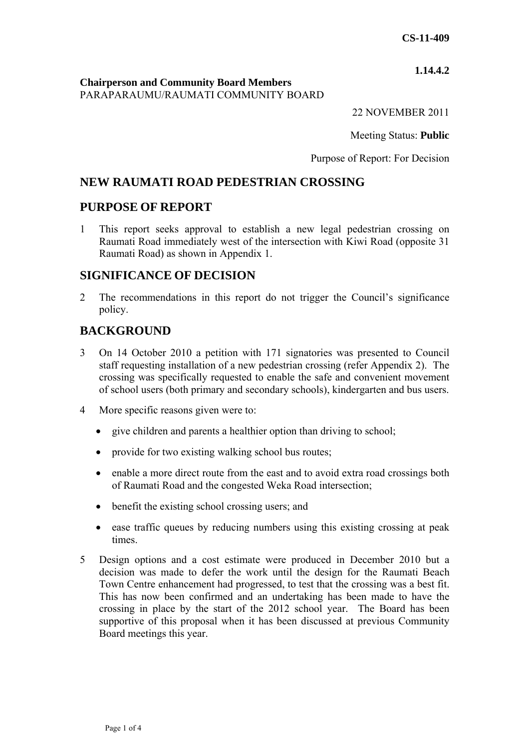**CS-11-409**

**1.14.4.2**

**Chairperson and Community Board Members**
PARAPARAUMU/RAUMATI COMMUNITY BOARD

22 NOVEMBER 2011

Meeting Status: **Public**

Purpose of Report: For Decision

## NEW RAUMATI ROAD PEDESTRIAN CROSSING

## PURPOSE OF REPORT

1 This report seeks approval to establish a new legal pedestrian crossing on Raumati Road immediately west of the intersection with Kiwi Road (opposite 31 Raumati Road) as shown in Appendix 1.

## SIGNIFICANCE OF DECISION

2 The recommendations in this report do not trigger the Council's significance policy.

## BACKGROUND

3 On 14 October 2010 a petition with 171 signatories was presented to Council staff requesting installation of a new pedestrian crossing (refer Appendix 2). The crossing was specifically requested to enable the safe and convenient movement of school users (both primary and secondary schools), kindergarten and bus users.

4 More specific reasons given were to:

- give children and parents a healthier option than driving to school;
- provide for two existing walking school bus routes;
- enable a more direct route from the east and to avoid extra road crossings both of Raumati Road and the congested Weka Road intersection;
- benefit the existing school crossing users; and
- ease traffic queues by reducing numbers using this existing crossing at peak times.

5 Design options and a cost estimate were produced in December 2010 but a decision was made to defer the work until the design for the Raumati Beach Town Centre enhancement had progressed, to test that the crossing was a best fit. This has now been confirmed and an undertaking has been made to have the crossing in place by the start of the 2012 school year. The Board has been supportive of this proposal when it has been discussed at previous Community Board meetings this year.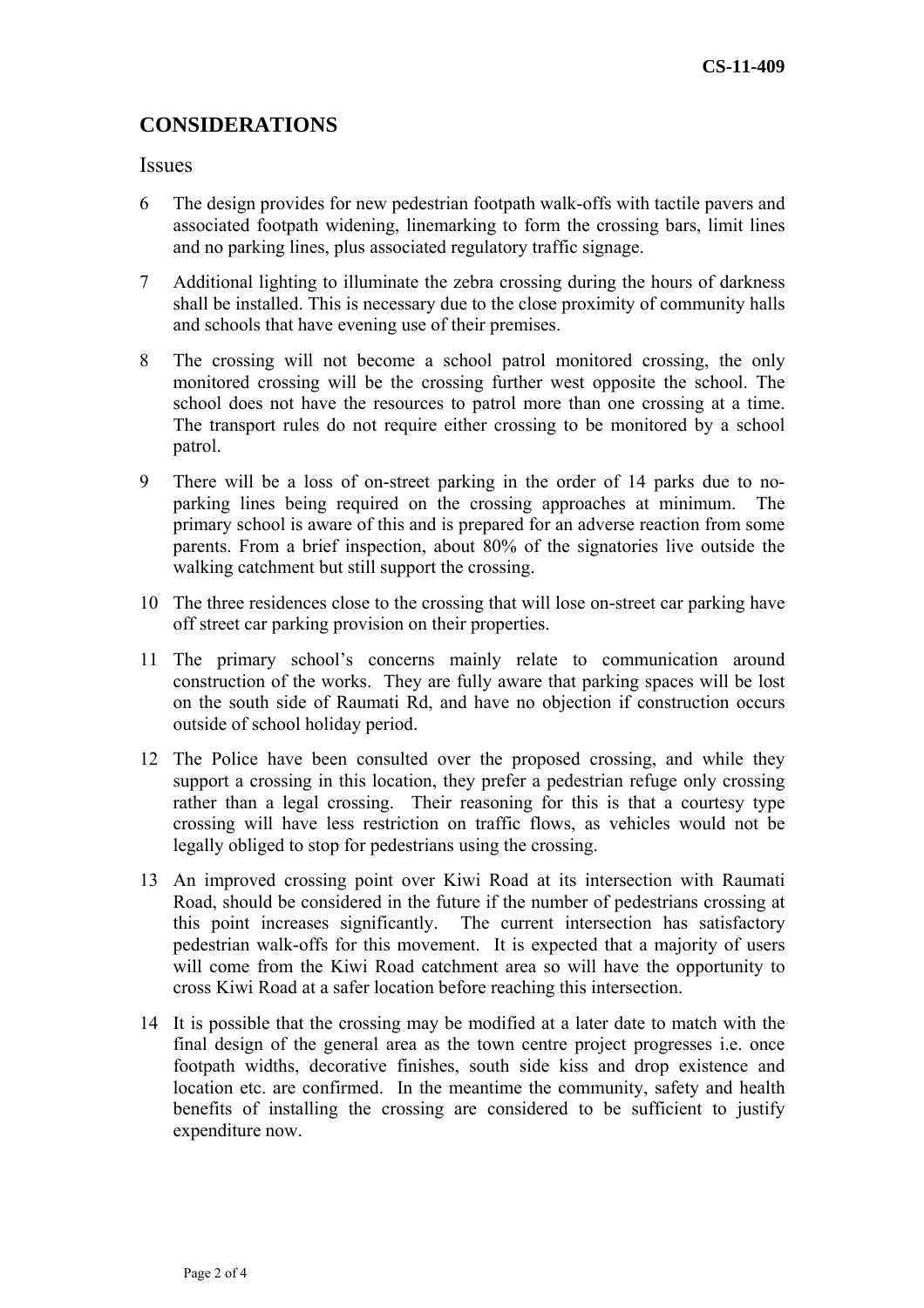## CONSIDERATIONS

### Issues

6 The design provides for new pedestrian footpath walk-offs with tactile pavers and associated footpath widening, linemarking to form the crossing bars, limit lines and no parking lines, plus associated regulatory traffic signage.

7 Additional lighting to illuminate the zebra crossing during the hours of darkness shall be installed. This is necessary due to the close proximity of community halls and schools that have evening use of their premises.

8 The crossing will not become a school patrol monitored crossing, the only monitored crossing will be the crossing further west opposite the school. The school does not have the resources to patrol more than one crossing at a time. The transport rules do not require either crossing to be monitored by a school patrol.

9 There will be a loss of on-street parking in the order of 14 parks due to no-parking lines being required on the crossing approaches at minimum. The primary school is aware of this and is prepared for an adverse reaction from some parents. From a brief inspection, about 80% of the signatories live outside the walking catchment but still support the crossing.

10 The three residences close to the crossing that will lose on-street car parking have off street car parking provision on their properties.

11 The primary school's concerns mainly relate to communication around construction of the works. They are fully aware that parking spaces will be lost on the south side of Raumati Rd, and have no objection if construction occurs outside of school holiday period.

12 The Police have been consulted over the proposed crossing, and while they support a crossing in this location, they prefer a pedestrian refuge only crossing rather than a legal crossing. Their reasoning for this is that a courtesy type crossing will have less restriction on traffic flows, as vehicles would not be legally obliged to stop for pedestrians using the crossing.

13 An improved crossing point over Kiwi Road at its intersection with Raumati Road, should be considered in the future if the number of pedestrians crossing at this point increases significantly. The current intersection has satisfactory pedestrian walk-offs for this movement. It is expected that a majority of users will come from the Kiwi Road catchment area so will have the opportunity to cross Kiwi Road at a safer location before reaching this intersection.

14 It is possible that the crossing may be modified at a later date to match with the final design of the general area as the town centre project progresses i.e. once footpath widths, decorative finishes, south side kiss and drop existence and location etc. are confirmed. In the meantime the community, safety and health benefits of installing the crossing are considered to be sufficient to justify expenditure now.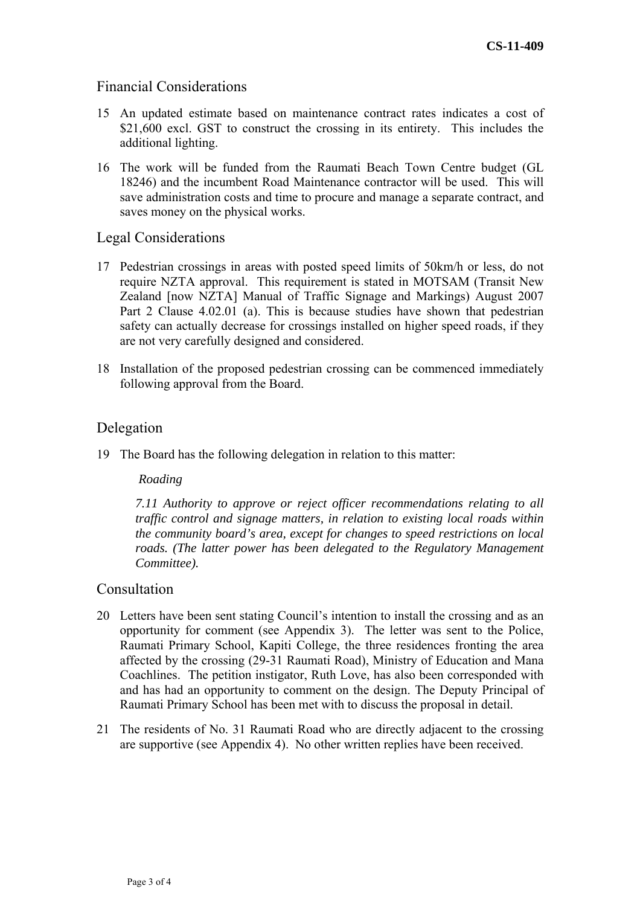## Financial Considerations

15 An updated estimate based on maintenance contract rates indicates a cost of $21,600 excl. GST to construct the crossing in its entirety. This includes the additional lighting.

16 The work will be funded from the Raumati Beach Town Centre budget (GL 18246) and the incumbent Road Maintenance contractor will be used. This will save administration costs and time to procure and manage a separate contract, and saves money on the physical works.

## Legal Considerations

17 Pedestrian crossings in areas with posted speed limits of 50km/h or less, do not require NZTA approval. This requirement is stated in MOTSAM (Transit New Zealand [now NZTA] Manual of Traffic Signage and Markings) August 2007 Part 2 Clause 4.02.01 (a). This is because studies have shown that pedestrian safety can actually decrease for crossings installed on higher speed roads, if they are not very carefully designed and considered.

18 Installation of the proposed pedestrian crossing can be commenced immediately following approval from the Board.

## Delegation

19 The Board has the following delegation in relation to this matter:

*Roading*

*7.11 Authority to approve or reject officer recommendations relating to all traffic control and signage matters, in relation to existing local roads within the community board's area, except for changes to speed restrictions on local roads. (The latter power has been delegated to the Regulatory Management Committee).*

## Consultation

20 Letters have been sent stating Council's intention to install the crossing and as an opportunity for comment (see Appendix 3). The letter was sent to the Police, Raumati Primary School, Kapiti College, the three residences fronting the area affected by the crossing (29-31 Raumati Road), Ministry of Education and Mana Coachlines. The petition instigator, Ruth Love, has also been corresponded with and has had an opportunity to comment on the design. The Deputy Principal of Raumati Primary School has been met with to discuss the proposal in detail.

21 The residents of No. 31 Raumati Road who are directly adjacent to the crossing are supportive (see Appendix 4). No other written replies have been received.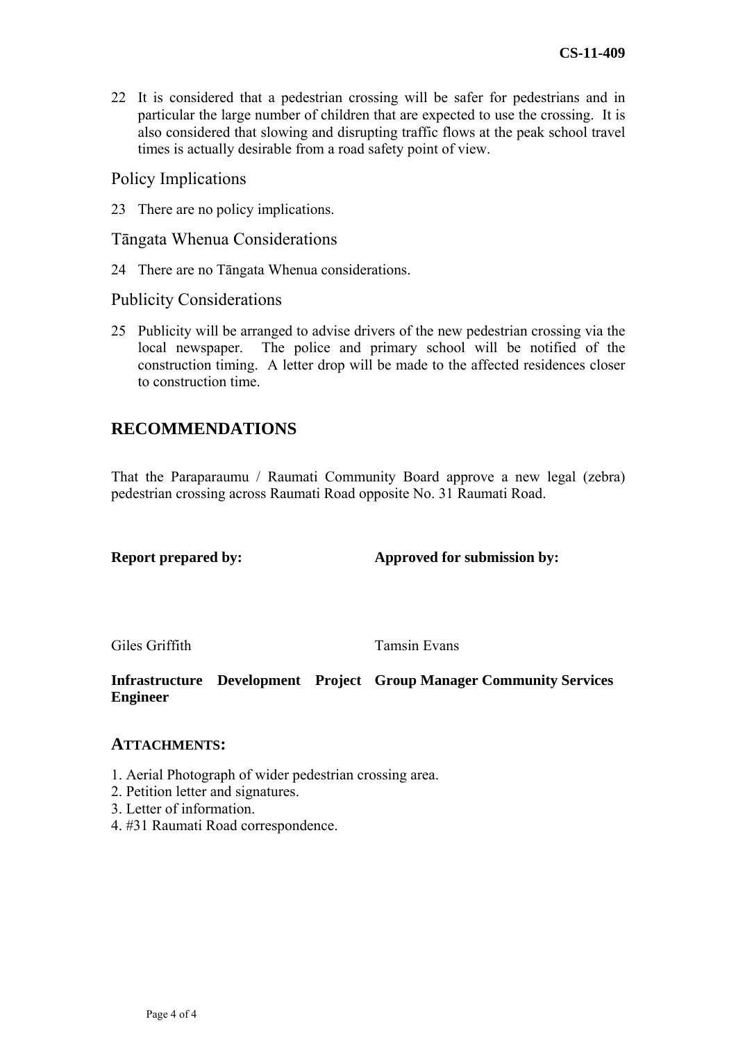22 It is considered that a pedestrian crossing will be safer for pedestrians and in particular the large number of children that are expected to use the crossing. It is also considered that slowing and disrupting traffic flows at the peak school travel times is actually desirable from a road safety point of view.

### Policy Implications

23 There are no policy implications.

### Tāngata Whenua Considerations

24 There are no Tāngata Whenua considerations.

### Publicity Considerations

25 Publicity will be arranged to advise drivers of the new pedestrian crossing via the local newspaper. The police and primary school will be notified of the construction timing. A letter drop will be made to the affected residences closer to construction time.

## RECOMMENDATIONS

That the Paraparaumu / Raumati Community Board approve a new legal (zebra) pedestrian crossing across Raumati Road opposite No. 31 Raumati Road.

| | |
|---|---|
| **Report prepared by:** | **Approved for submission by:** |
| Giles Griffith | Tamsin Evans |
| **Infrastructure Development Project Engineer** | **Group Manager Community Services** |

### ATTACHMENTS:

1. Aerial Photograph of wider pedestrian crossing area.
2. Petition letter and signatures.
3. Letter of information.
4. #31 Raumati Road correspondence.